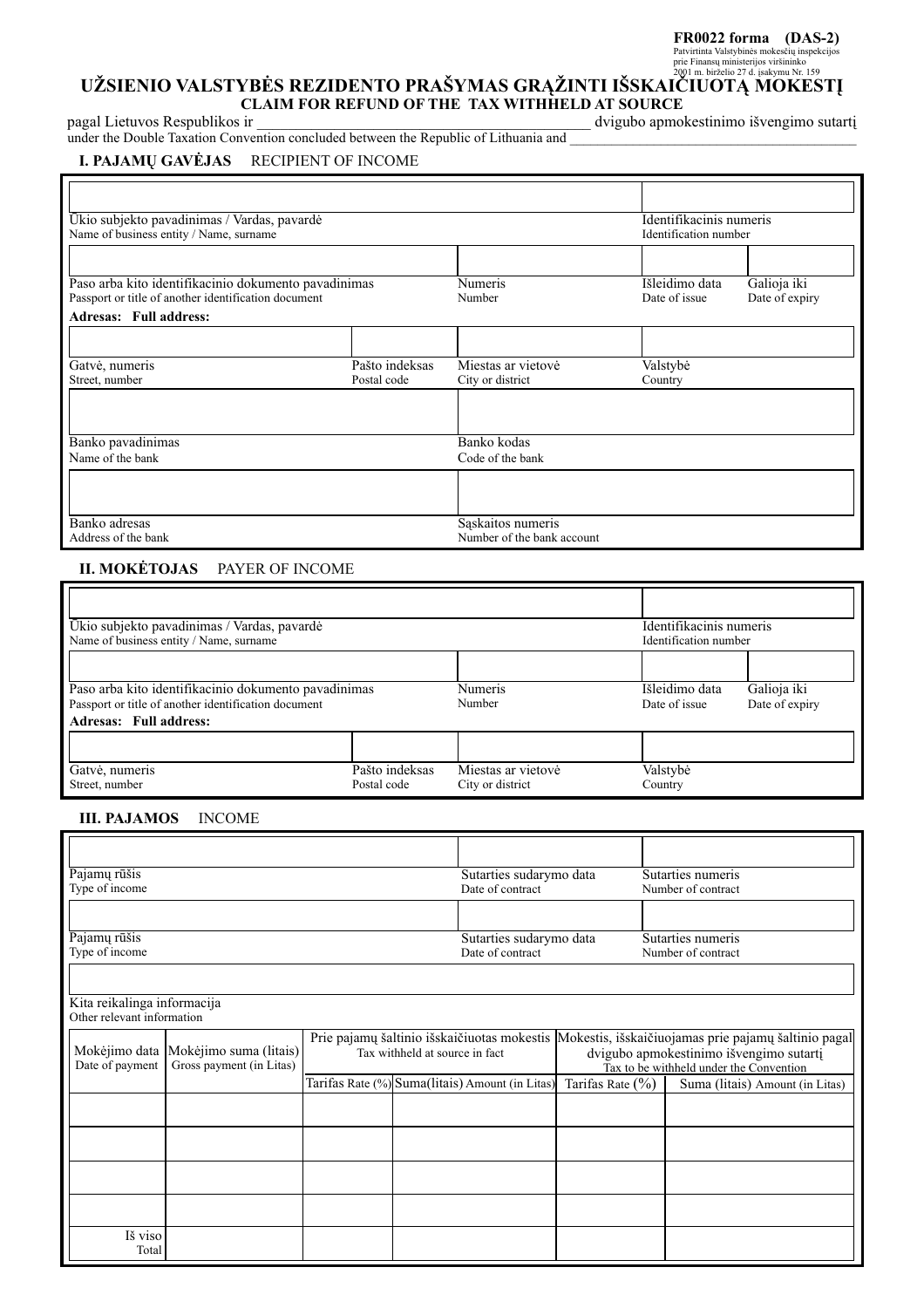**FR0022 forma (DAS-2)**
Patvirtinta Valstybinės mokesčių inspekcijos prie Finansų ministerijos viršininko 2001 m. birželio 27 d. įsakymu Nr. 159

# UŽSIENIO VALSTYBĖS REZIDENTO PRAŠYMAS GRĄŽINTI IŠSKAIČIUOTĄ MOKESTĮ
## CLAIM FOR REFUND OF THE TAX WITHHELD AT SOURCE

pagal Lietuvos Respublikos ir ______________________________ dvigubo apmokestinimo išvengimo sutartį
under the Double Taxation Convention concluded between the Republic of Lithuania and ______________________________

### I. PAJAMŲ GAVĖJAS RECIPIENT OF INCOME

| Ūkio subjekto pavadinimas / Vardas, pavardė<br>Name of business entity / Name, surname | | | Identifikacinis numeris<br>Identification number | |
|---|---|---|---|---|
| Paso arba kito identifikacinio dokumento pavadinimas<br>Passport or title of another identification document | | Numeris<br>Number | Išleidimo data<br>Date of issue | Galioja iki<br>Date of expiry |

**Adresas: Full address:**

| Gatvė, numeris<br>Street, number | Pašto indeksas<br>Postal code | Miestas ar vietovė<br>City or district | Valstybė<br>Country |
|---|---|---|---|
| Banko pavadinimas<br>Name of the bank | | Banko kodas<br>Code of the bank | |
| Banko adresas<br>Address of the bank | | Sąskaitos numeris<br>Number of the bank account | |

### II. MOKĖTOJAS PAYER OF INCOME

| Ūkio subjekto pavadinimas / Vardas, pavardė<br>Name of business entity / Name, surname | | | Identifikacinis numeris<br>Identification number | |
|---|---|---|---|---|
| Paso arba kito identifikacinio dokumento pavadinimas<br>Passport or title of another identification document | | Numeris<br>Number | Išleidimo data<br>Date of issue | Galioja iki<br>Date of expiry |

**Adresas: Full address:**

| Gatvė, numeris<br>Street, number | Pašto indeksas<br>Postal code | Miestas ar vietovė<br>City or district | Valstybė<br>Country |
|---|---|---|---|

### III. PAJAMOS INCOME

| Pajamų rūšis<br>Type of income | Sutarties sudarymo data<br>Date of contract | Sutarties numeris<br>Number of contract |
|---|---|---|
| Pajamų rūšis<br>Type of income | Sutarties sudarymo data<br>Date of contract | Sutarties numeris<br>Number of contract |

Kita reikalinga informacija
Other relevant information

| Mokėjimo data<br>Date of payment | Mokėjimo suma (litais)<br>Gross payment (in Litas) | Prie pajamų šaltinio išskaičiuotas mokestis<br>Tax withheld at source in fact | | Mokestis, išskaičiuojamas prie pajamų šaltinio pagal dvigubo apmokestinimo išvengimo sutartį<br>Tax to be withheld under the Convention | |
|---|---|---|---|---|---|
| | | Tarifas Rate (%) | Suma(litais) Amount (in Litas) | Tarifas Rate (%) | Suma (litais) Amount (in Litas) |
| | | | | | |
| | | | | | |
| | | | | | |
| | | | | | |
| Iš viso<br>Total | | | | | |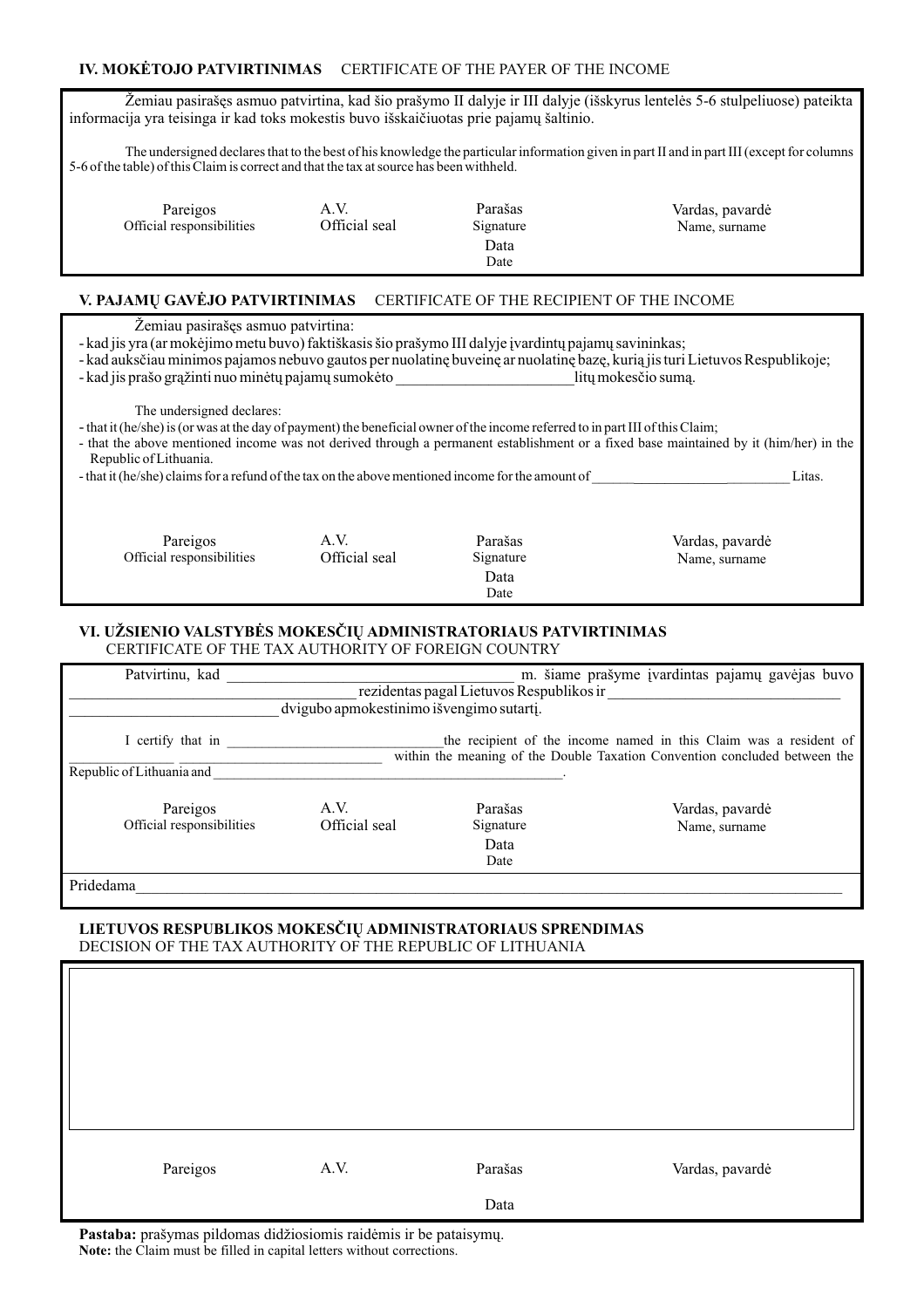**IV. MOKĖTOJO PATVIRTINIMAS** CERTIFICATE OF THE PAYER OF THE INCOME

Žemiau pasirašęs asmuo patvirtina, kad šio prašymo II dalyje ir III dalyje (išskyrus lentelės 5-6 stulpeliuose) pateikta informacija yra teisinga ir kad toks mokestis buvo išskaičiuotas prie pajamų šaltinio.

The undersigned declares that to the best of his knowledge the particular information given in part II and in part III (except for columns 5-6 of the table) of this Claim is correct and that the tax at source has been withheld.

| Pareigos<br>Official responsibilities | A.V.<br>Official seal | Parašas<br>Signature<br>Data<br>Date | Vardas, pavardė<br>Name, surname |
|---|---|---|---|

**V. PAJAMŲ GAVĖJO PATVIRTINIMAS** CERTIFICATE OF THE RECIPIENT OF THE INCOME

Žemiau pasirašęs asmuo patvirtina:
- kad jis yra (ar mokėjimo metu buvo) faktiškasis šio prašymo III dalyje įvardintų pajamų savininkas;
- kad aukščiau minimos pajamos nebuvo gautos per nuolatinę buveinę ar nuolatinę bazę, kurią jis turi Lietuvos Respublikoje;
- kad jis prašo grąžinti nuo minėtų pajamų sumokėto ________________________ litų mokesčio sumą.

The undersigned declares:
- that it (he/she) is (or was at the day of payment) the beneficial owner of the income referred to in part III of this Claim;
- that the above mentioned income was not derived through a permanent establishment or a fixed base maintained by it (him/her) in the Republic of Lithuania.
- that it (he/she) claims for a refund of the tax on the above mentioned income for the amount of ________________________ Litas.

| Pareigos<br>Official responsibilities | A.V.<br>Official seal | Parašas<br>Signature<br>Data<br>Date | Vardas, pavardė<br>Name, surname |
|---|---|---|---|

**VI. UŽSIENIO VALSTYBĖS MOKESČIŲ ADMINISTRATORIAUS PATVIRTINIMAS**
CERTIFICATE OF THE TAX AUTHORITY OF FOREIGN COUNTRY

Patvirtinu, kad ______________________________ m. šiame prašyme įvardintas pajamų gavėjas buvo ______________________________ rezidentas pagal Lietuvos Respublikos ir ______________________________ ______________________________ dvigubo apmokestinimo išvengimo sutartį.

I certify that in ______________________________ the recipient of the income named in this Claim was a resident of ______________________________ within the meaning of the Double Taxation Convention concluded between the Republic of Lithuania and ______________________________.

| Pareigos<br>Official responsibilities | A.V.<br>Official seal | Parašas<br>Signature<br>Data<br>Date | Vardas, pavardė<br>Name, surname |
|---|---|---|---|

Pridedama ______________________________

**LIETUVOS RESPUBLIKOS MOKESČIŲ ADMINISTRATORIAUS SPRENDIMAS**
DECISION OF THE TAX AUTHORITY OF THE REPUBLIC OF LITHUANIA

| Pareigos | A.V. | Parašas<br>Data | Vardas, pavardė |
|---|---|---|---|

**Pastaba:** prašymas pildomas didžiosiomis raidėmis ir be pataisymų.
**Note:** the Claim must be filled in capital letters without corrections.